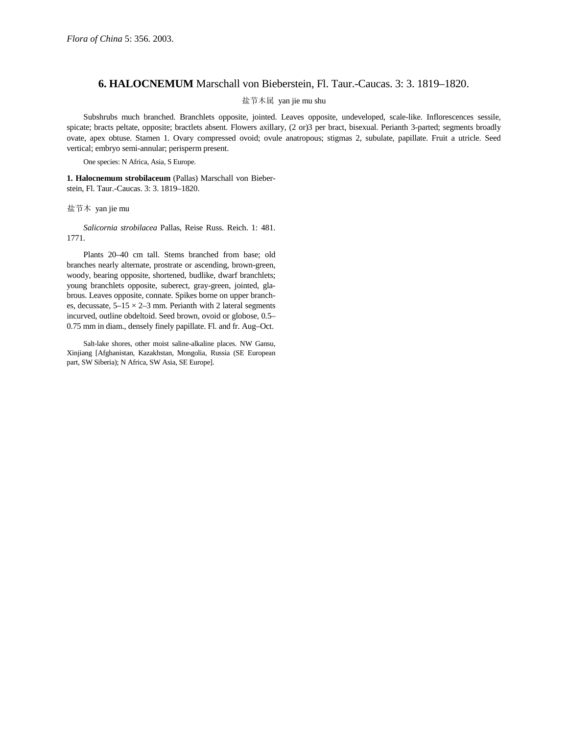Flora of China 5: 356. 2003.

## 6. **HALOCNEMUM** Marschall von Bieberstein, Fl. Taur.-Caucas. 3: 3. 1819–1820.

盐节木属 yan jie mu shu

Subshrubs much branched. Branchlets opposite, jointed. Leaves opposite, undeveloped, scale-like. Inflorescences sessile, spicate; bracts peltate, opposite; bractlets absent. Flowers axillary, (2 or)3 per bract, bisexual. Perianth 3-parted; segments broadly ovate, apex obtuse. Stamen 1. Ovary compressed ovoid; ovule anatropous; stigmas 2, subulate, papillate. Fruit a utricle. Seed vertical; embryo semi-annular; perisperm present.

One species: N Africa, Asia, S Europe.

**1. Halocnemum strobilaceum** (Pallas) Marschall von Bieberstein, Fl. Taur.-Caucas. 3: 3. 1819–1820.

盐节木 yan jie mu

*Salicornia strobilacea* Pallas, Reise Russ. Reich. 1: 481. 1771.

Plants 20–40 cm tall. Stems branched from base; old branches nearly alternate, prostrate or ascending, brown-green, woody, bearing opposite, shortened, budlike, dwarf branchlets; young branchlets opposite, suberect, gray-green, jointed, glabrous. Leaves opposite, connate. Spikes borne on upper branches, decussate, 5–15 × 2–3 mm. Perianth with 2 lateral segments incurved, outline obdeltoid. Seed brown, ovoid or globose, 0.5–0.75 mm in diam., densely finely papillate. Fl. and fr. Aug–Oct.

Salt-lake shores, other moist saline-alkaline places. NW Gansu, Xinjiang [Afghanistan, Kazakhstan, Mongolia, Russia (SE European part, SW Siberia); N Africa, SW Asia, SE Europe].